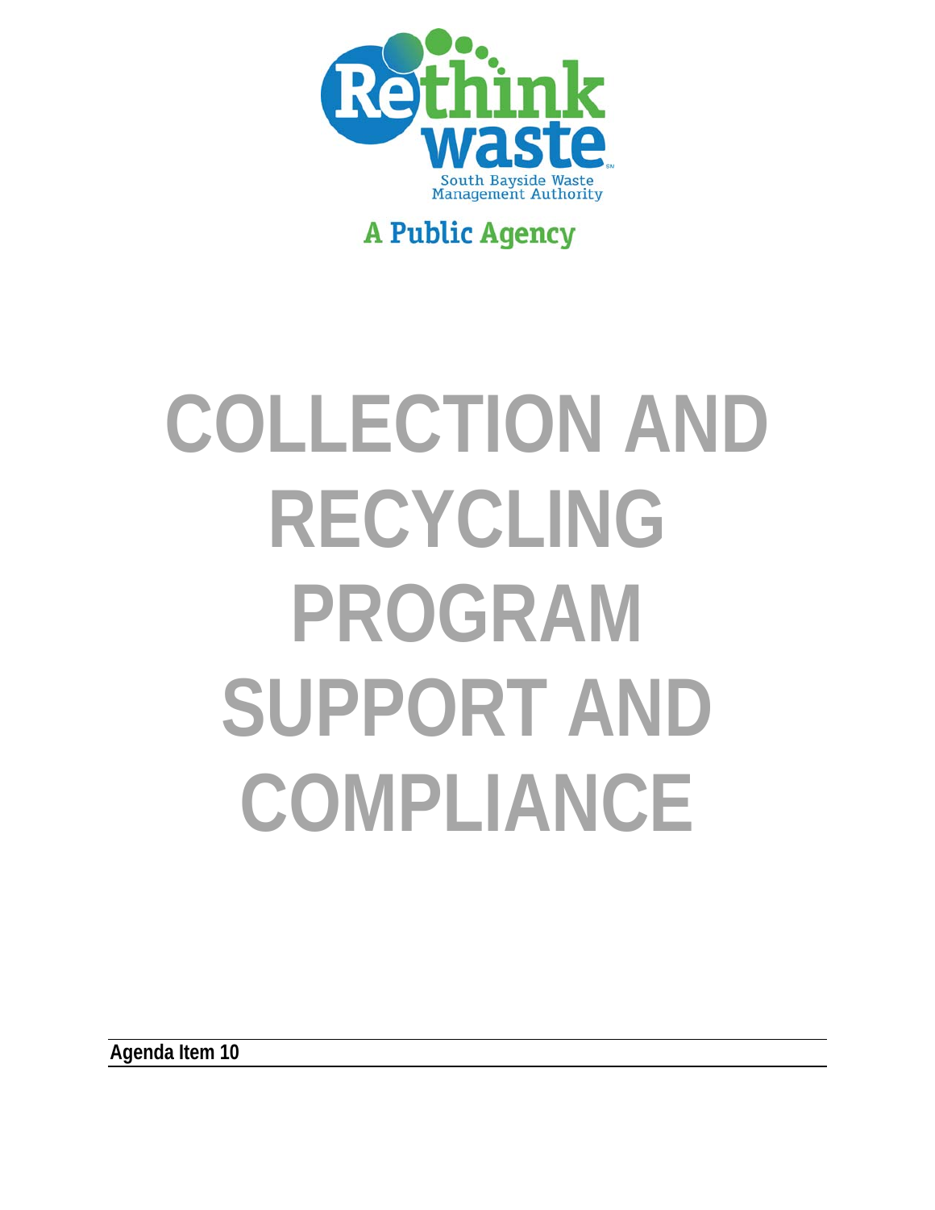Rethink waste

South Bayside Waste Management Authority

A Public Agency

# COLLECTION AND RECYCLING PROGRAM SUPPORT AND COMPLIANCE

**Agenda Item 10**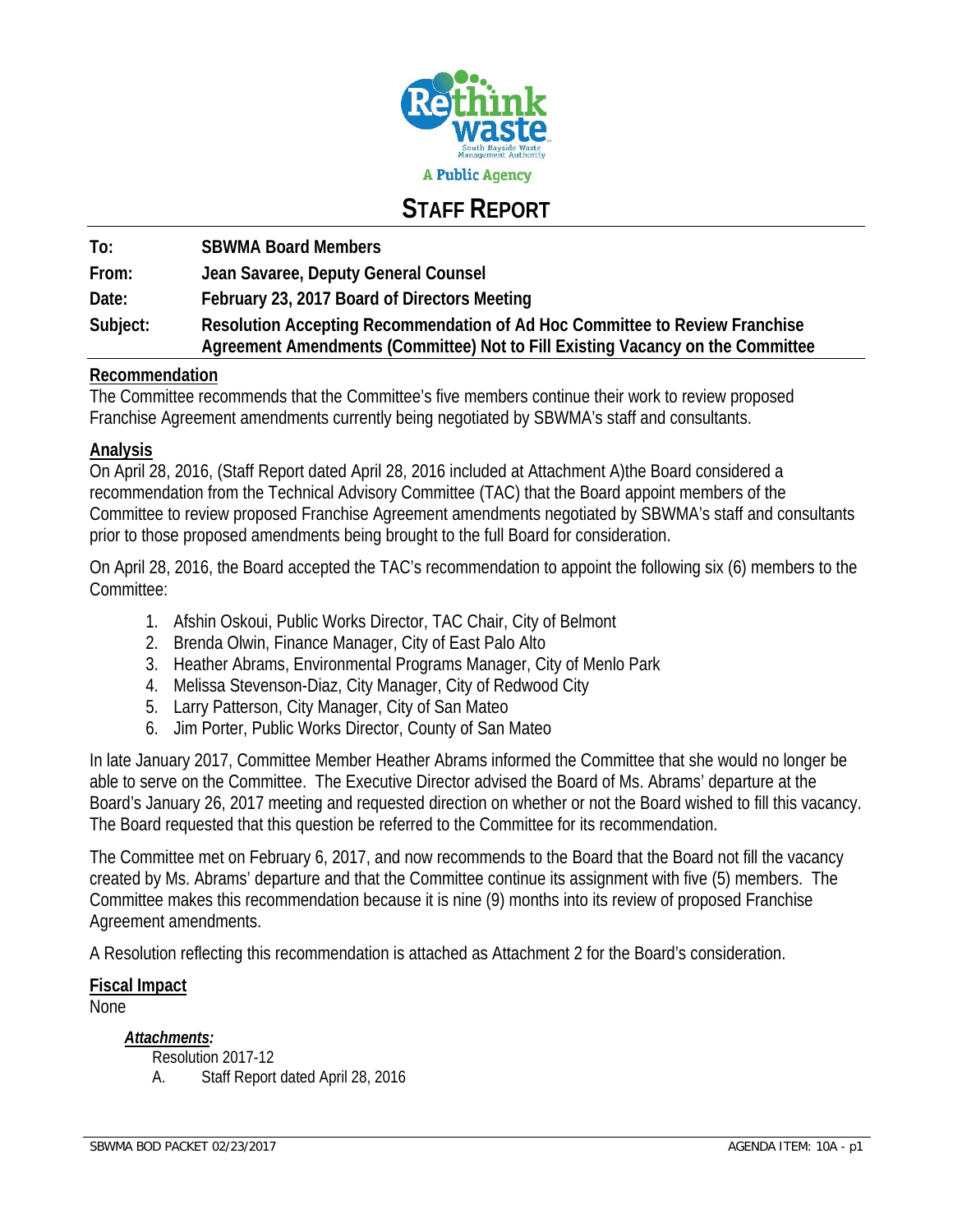# STAFF REPORT

**To:** SBWMA Board Members

**From:** Jean Savaree, Deputy General Counsel

**Date:** February 23, 2017 Board of Directors Meeting

**Subject:** Resolution Accepting Recommendation of Ad Hoc Committee to Review Franchise Agreement Amendments (Committee) Not to Fill Existing Vacancy on the Committee

## Recommendation

The Committee recommends that the Committee's five members continue their work to review proposed Franchise Agreement amendments currently being negotiated by SBWMA's staff and consultants.

## Analysis

On April 28, 2016, (Staff Report dated April 28, 2016 included at Attachment A)the Board considered a recommendation from the Technical Advisory Committee (TAC) that the Board appoint members of the Committee to review proposed Franchise Agreement amendments negotiated by SBWMA's staff and consultants prior to those proposed amendments being brought to the full Board for consideration.

On April 28, 2016, the Board accepted the TAC's recommendation to appoint the following six (6) members to the Committee:

1. Afshin Oskoui, Public Works Director, TAC Chair, City of Belmont
2. Brenda Olwin, Finance Manager, City of East Palo Alto
3. Heather Abrams, Environmental Programs Manager, City of Menlo Park
4. Melissa Stevenson-Diaz, City Manager, City of Redwood City
5. Larry Patterson, City Manager, City of San Mateo
6. Jim Porter, Public Works Director, County of San Mateo

In late January 2017, Committee Member Heather Abrams informed the Committee that she would no longer be able to serve on the Committee. The Executive Director advised the Board of Ms. Abrams' departure at the Board's January 26, 2017 meeting and requested direction on whether or not the Board wished to fill this vacancy. The Board requested that this question be referred to the Committee for its recommendation.

The Committee met on February 6, 2017, and now recommends to the Board that the Board not fill the vacancy created by Ms. Abrams' departure and that the Committee continue its assignment with five (5) members. The Committee makes this recommendation because it is nine (9) months into its review of proposed Franchise Agreement amendments.

A Resolution reflecting this recommendation is attached as Attachment 2 for the Board's consideration.

## Fiscal Impact

None

***Attachments:***

Resolution 2017-12

A. Staff Report dated April 28, 2016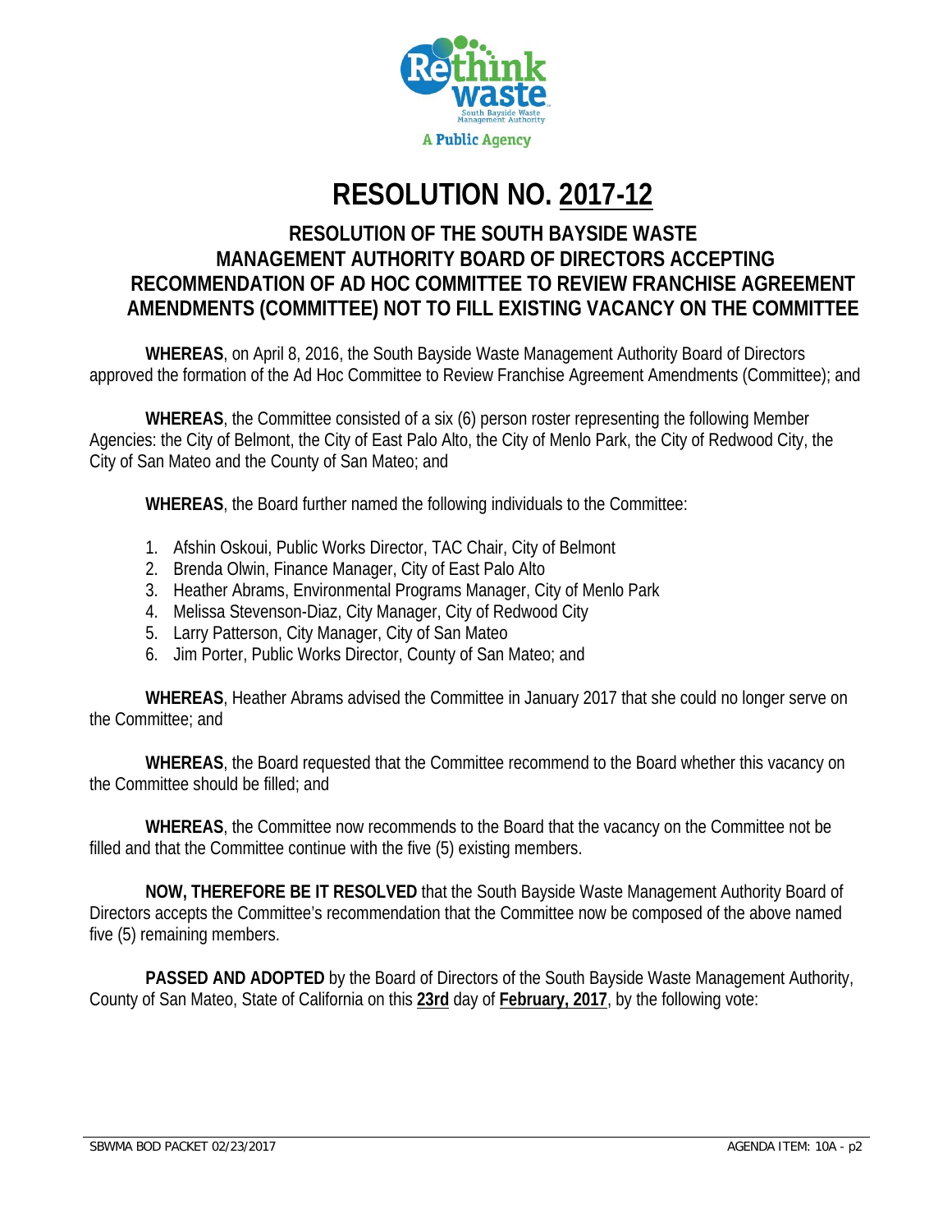# RESOLUTION NO. 2017-12

## RESOLUTION OF THE SOUTH BAYSIDE WASTE MANAGEMENT AUTHORITY BOARD OF DIRECTORS ACCEPTING RECOMMENDATION OF AD HOC COMMITTEE TO REVIEW FRANCHISE AGREEMENT AMENDMENTS (COMMITTEE) NOT TO FILL EXISTING VACANCY ON THE COMMITTEE

**WHEREAS**, on April 8, 2016, the South Bayside Waste Management Authority Board of Directors approved the formation of the Ad Hoc Committee to Review Franchise Agreement Amendments (Committee); and

**WHEREAS**, the Committee consisted of a six (6) person roster representing the following Member Agencies: the City of Belmont, the City of East Palo Alto, the City of Menlo Park, the City of Redwood City, the City of San Mateo and the County of San Mateo; and

**WHEREAS**, the Board further named the following individuals to the Committee:

1. Afshin Oskoui, Public Works Director, TAC Chair, City of Belmont
2. Brenda Olwin, Finance Manager, City of East Palo Alto
3. Heather Abrams, Environmental Programs Manager, City of Menlo Park
4. Melissa Stevenson-Diaz, City Manager, City of Redwood City
5. Larry Patterson, City Manager, City of San Mateo
6. Jim Porter, Public Works Director, County of San Mateo; and

**WHEREAS**, Heather Abrams advised the Committee in January 2017 that she could no longer serve on the Committee; and

**WHEREAS**, the Board requested that the Committee recommend to the Board whether this vacancy on the Committee should be filled; and

**WHEREAS**, the Committee now recommends to the Board that the vacancy on the Committee not be filled and that the Committee continue with the five (5) existing members.

**NOW, THEREFORE BE IT RESOLVED** that the South Bayside Waste Management Authority Board of Directors accepts the Committee's recommendation that the Committee now be composed of the above named five (5) remaining members.

**PASSED AND ADOPTED** by the Board of Directors of the South Bayside Waste Management Authority, County of San Mateo, State of California on this **23rd** day of **February, 2017**, by the following vote: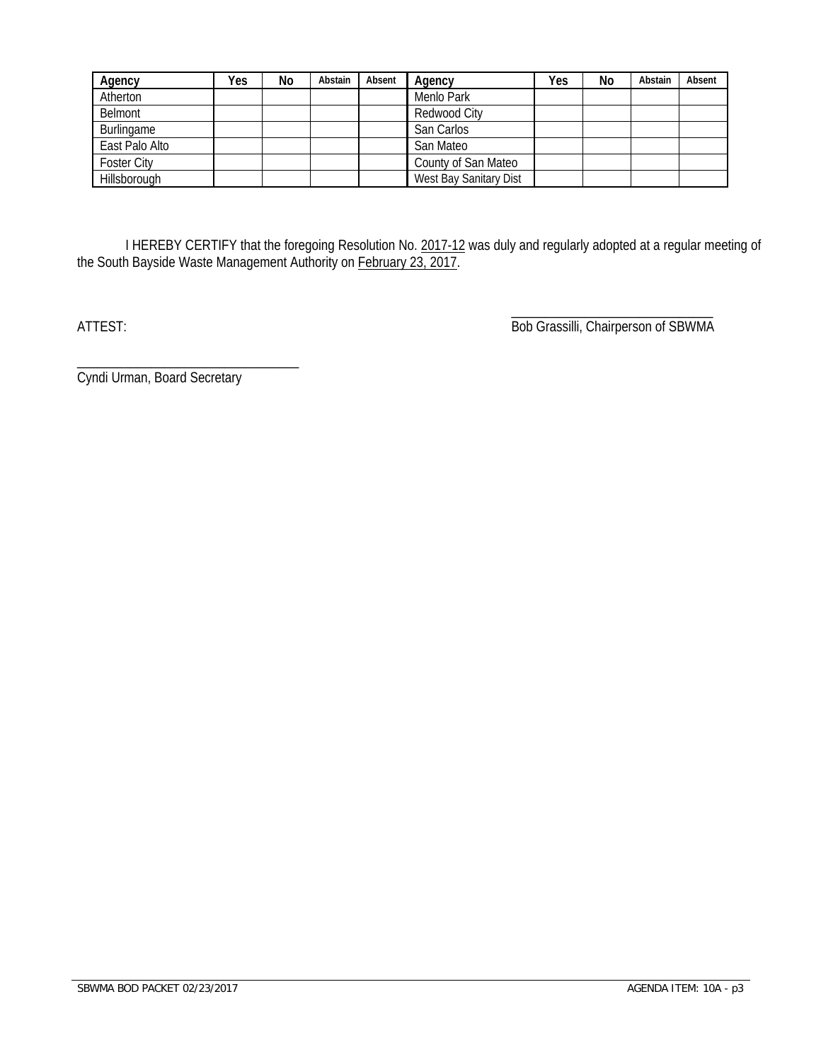| Agency | Yes | No | Abstain | Absent | Agency | Yes | No | Abstain | Absent |
|---|---|---|---|---|---|---|---|---|---|
| Atherton | | | | | Menlo Park | | | | |
| Belmont | | | | | Redwood City | | | | |
| Burlingame | | | | | San Carlos | | | | |
| East Palo Alto | | | | | San Mateo | | | | |
| Foster City | | | | | County of San Mateo | | | | |
| Hillsborough | | | | | West Bay Sanitary Dist | | | | |

I HEREBY CERTIFY that the foregoing Resolution No. 2017-12 was duly and regularly adopted at a regular meeting of the South Bayside Waste Management Authority on February 23, 2017.

ATTEST:

\_\_\_\_\_\_\_\_\_\_\_\_\_\_\_\_\_\_\_\_\_\_\_\_\_\_\_\_\_\_\_\_
Bob Grassilli, Chairperson of SBWMA

\_\_\_\_\_\_\_\_\_\_\_\_\_\_\_\_\_\_\_\_\_\_\_\_\_\_\_\_\_\_\_\_
Cyndi Urman, Board Secretary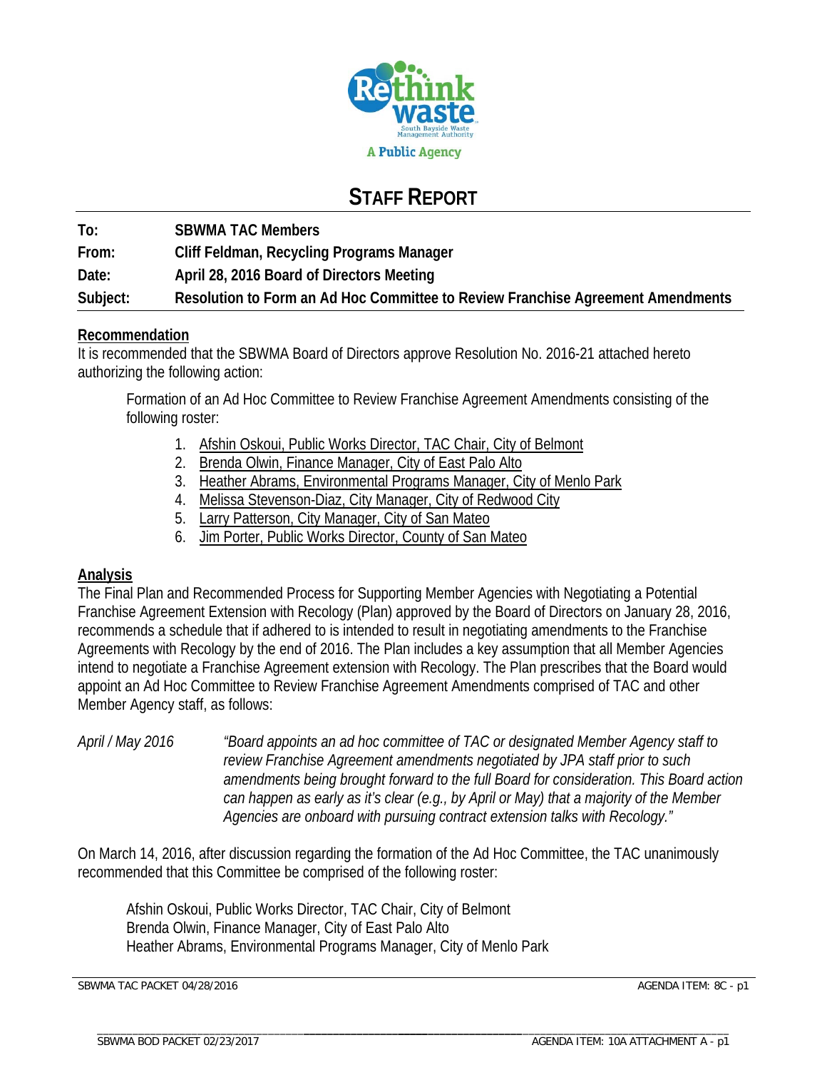# STAFF REPORT

| | |
|---|---|
| **To:** | **SBWMA TAC Members** |
| **From:** | **Cliff Feldman, Recycling Programs Manager** |
| **Date:** | **April 28, 2016 Board of Directors Meeting** |
| **Subject:** | **Resolution to Form an Ad Hoc Committee to Review Franchise Agreement Amendments** |

## Recommendation

It is recommended that the SBWMA Board of Directors approve Resolution No. 2016-21 attached hereto authorizing the following action:

Formation of an Ad Hoc Committee to Review Franchise Agreement Amendments consisting of the following roster:

1. Afshin Oskoui, Public Works Director, TAC Chair, City of Belmont
2. Brenda Olwin, Finance Manager, City of East Palo Alto
3. Heather Abrams, Environmental Programs Manager, City of Menlo Park
4. Melissa Stevenson-Diaz, City Manager, City of Redwood City
5. Larry Patterson, City Manager, City of San Mateo
6. Jim Porter, Public Works Director, County of San Mateo

## Analysis

The Final Plan and Recommended Process for Supporting Member Agencies with Negotiating a Potential Franchise Agreement Extension with Recology (Plan) approved by the Board of Directors on January 28, 2016, recommends a schedule that if adhered to is intended to result in negotiating amendments to the Franchise Agreements with Recology by the end of 2016. The Plan includes a key assumption that all Member Agencies intend to negotiate a Franchise Agreement extension with Recology. The Plan prescribes that the Board would appoint an Ad Hoc Committee to Review Franchise Agreement Amendments comprised of TAC and other Member Agency staff, as follows:

*April / May 2016* — *"Board appoints an ad hoc committee of TAC or designated Member Agency staff to review Franchise Agreement amendments negotiated by JPA staff prior to such amendments being brought forward to the full Board for consideration. This Board action can happen as early as it's clear (e.g., by April or May) that a majority of the Member Agencies are onboard with pursuing contract extension talks with Recology."*

On March 14, 2016, after discussion regarding the formation of the Ad Hoc Committee, the TAC unanimously recommended that this Committee be comprised of the following roster:

Afshin Oskoui, Public Works Director, TAC Chair, City of Belmont
Brenda Olwin, Finance Manager, City of East Palo Alto
Heather Abrams, Environmental Programs Manager, City of Menlo Park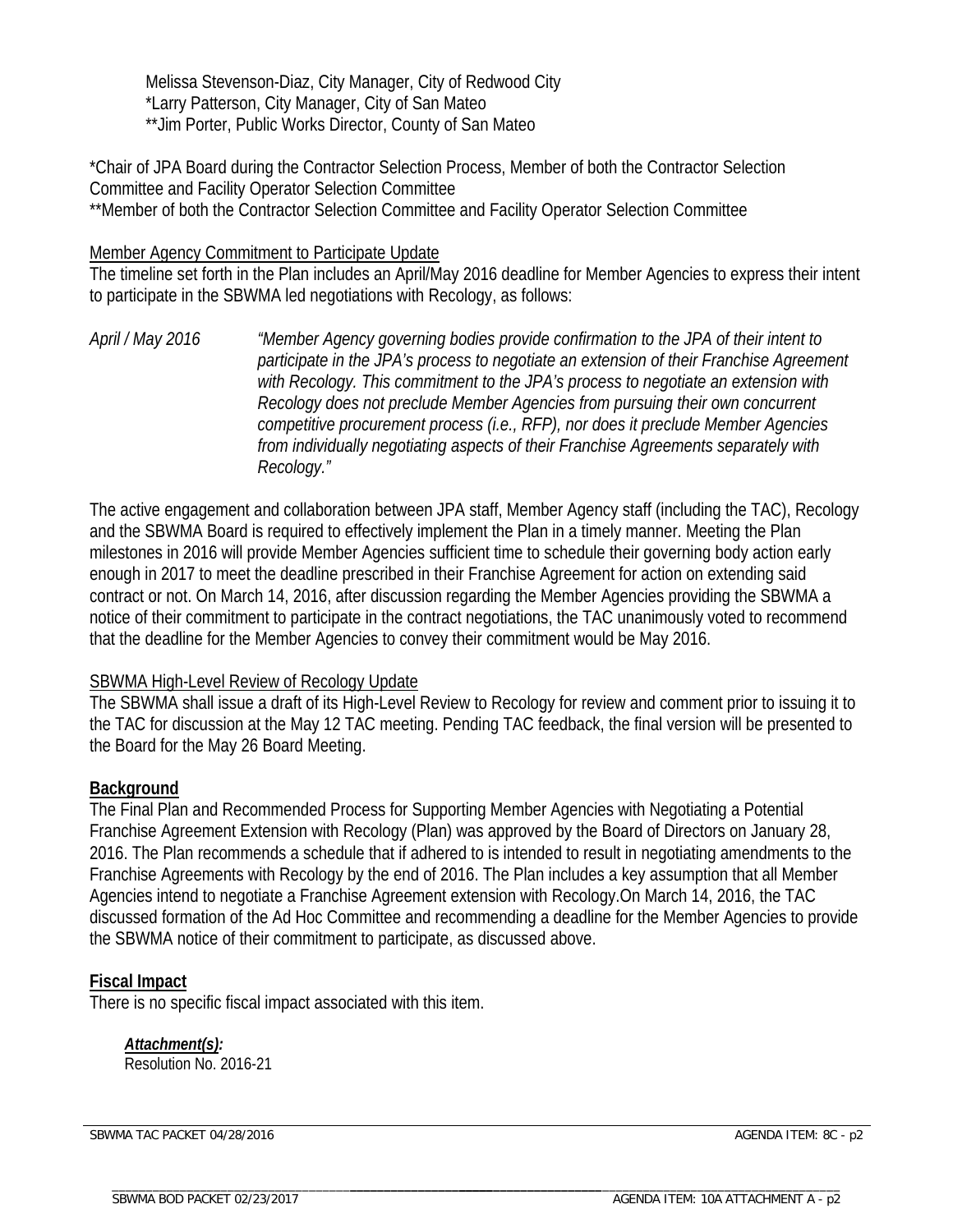Melissa Stevenson-Diaz, City Manager, City of Redwood City
*Larry Patterson, City Manager, City of San Mateo
**Jim Porter, Public Works Director, County of San Mateo

*Chair of JPA Board during the Contractor Selection Process, Member of both the Contractor Selection Committee and Facility Operator Selection Committee
**Member of both the Contractor Selection Committee and Facility Operator Selection Committee

Member Agency Commitment to Participate Update

The timeline set forth in the Plan includes an April/May 2016 deadline for Member Agencies to express their intent to participate in the SBWMA led negotiations with Recology, as follows:

*April / May 2016* *"Member Agency governing bodies provide confirmation to the JPA of their intent to participate in the JPA's process to negotiate an extension of their Franchise Agreement with Recology. This commitment to the JPA's process to negotiate an extension with Recology does not preclude Member Agencies from pursuing their own concurrent competitive procurement process (i.e., RFP), nor does it preclude Member Agencies from individually negotiating aspects of their Franchise Agreements separately with Recology."*

The active engagement and collaboration between JPA staff, Member Agency staff (including the TAC), Recology and the SBWMA Board is required to effectively implement the Plan in a timely manner. Meeting the Plan milestones in 2016 will provide Member Agencies sufficient time to schedule their governing body action early enough in 2017 to meet the deadline prescribed in their Franchise Agreement for action on extending said contract or not. On March 14, 2016, after discussion regarding the Member Agencies providing the SBWMA a notice of their commitment to participate in the contract negotiations, the TAC unanimously voted to recommend that the deadline for the Member Agencies to convey their commitment would be May 2016.

SBWMA High-Level Review of Recology Update

The SBWMA shall issue a draft of its High-Level Review to Recology for review and comment prior to issuing it to the TAC for discussion at the May 12 TAC meeting. Pending TAC feedback, the final version will be presented to the Board for the May 26 Board Meeting.

**Background**

The Final Plan and Recommended Process for Supporting Member Agencies with Negotiating a Potential Franchise Agreement Extension with Recology (Plan) was approved by the Board of Directors on January 28, 2016. The Plan recommends a schedule that if adhered to is intended to result in negotiating amendments to the Franchise Agreements with Recology by the end of 2016. The Plan includes a key assumption that all Member Agencies intend to negotiate a Franchise Agreement extension with Recology.On March 14, 2016, the TAC discussed formation of the Ad Hoc Committee and recommending a deadline for the Member Agencies to provide the SBWMA notice of their commitment to participate, as discussed above.

**Fiscal Impact**

There is no specific fiscal impact associated with this item.

***Attachment(s):***
Resolution No. 2016-21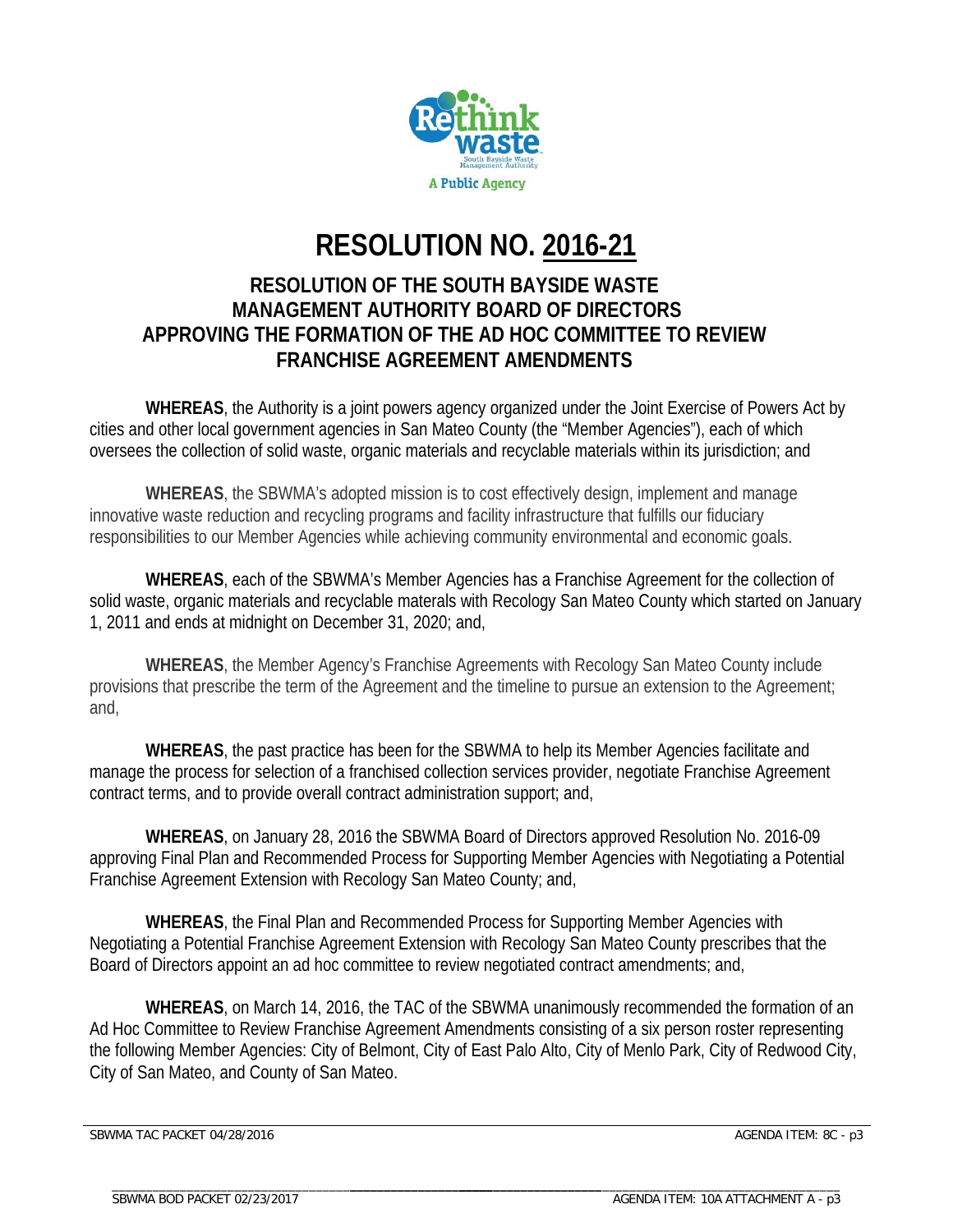# RESOLUTION NO. 2016-21

## RESOLUTION OF THE SOUTH BAYSIDE WASTE MANAGEMENT AUTHORITY BOARD OF DIRECTORS APPROVING THE FORMATION OF THE AD HOC COMMITTEE TO REVIEW FRANCHISE AGREEMENT AMENDMENTS

**WHEREAS**, the Authority is a joint powers agency organized under the Joint Exercise of Powers Act by cities and other local government agencies in San Mateo County (the "Member Agencies"), each of which oversees the collection of solid waste, organic materials and recyclable materials within its jurisdiction; and

**WHEREAS**, the SBWMA's adopted mission is to cost effectively design, implement and manage innovative waste reduction and recycling programs and facility infrastructure that fulfills our fiduciary responsibilities to our Member Agencies while achieving community environmental and economic goals.

**WHEREAS**, each of the SBWMA's Member Agencies has a Franchise Agreement for the collection of solid waste, organic materials and recyclable materals with Recology San Mateo County which started on January 1, 2011 and ends at midnight on December 31, 2020; and,

**WHEREAS**, the Member Agency's Franchise Agreements with Recology San Mateo County include provisions that prescribe the term of the Agreement and the timeline to pursue an extension to the Agreement; and,

**WHEREAS**, the past practice has been for the SBWMA to help its Member Agencies facilitate and manage the process for selection of a franchised collection services provider, negotiate Franchise Agreement contract terms, and to provide overall contract administration support; and,

**WHEREAS**, on January 28, 2016 the SBWMA Board of Directors approved Resolution No. 2016-09 approving Final Plan and Recommended Process for Supporting Member Agencies with Negotiating a Potential Franchise Agreement Extension with Recology San Mateo County; and,

**WHEREAS**, the Final Plan and Recommended Process for Supporting Member Agencies with Negotiating a Potential Franchise Agreement Extension with Recology San Mateo County prescribes that the Board of Directors appoint an ad hoc committee to review negotiated contract amendments; and,

**WHEREAS**, on March 14, 2016, the TAC of the SBWMA unanimously recommended the formation of an Ad Hoc Committee to Review Franchise Agreement Amendments consisting of a six person roster representing the following Member Agencies: City of Belmont, City of East Palo Alto, City of Menlo Park, City of Redwood City, City of San Mateo, and County of San Mateo.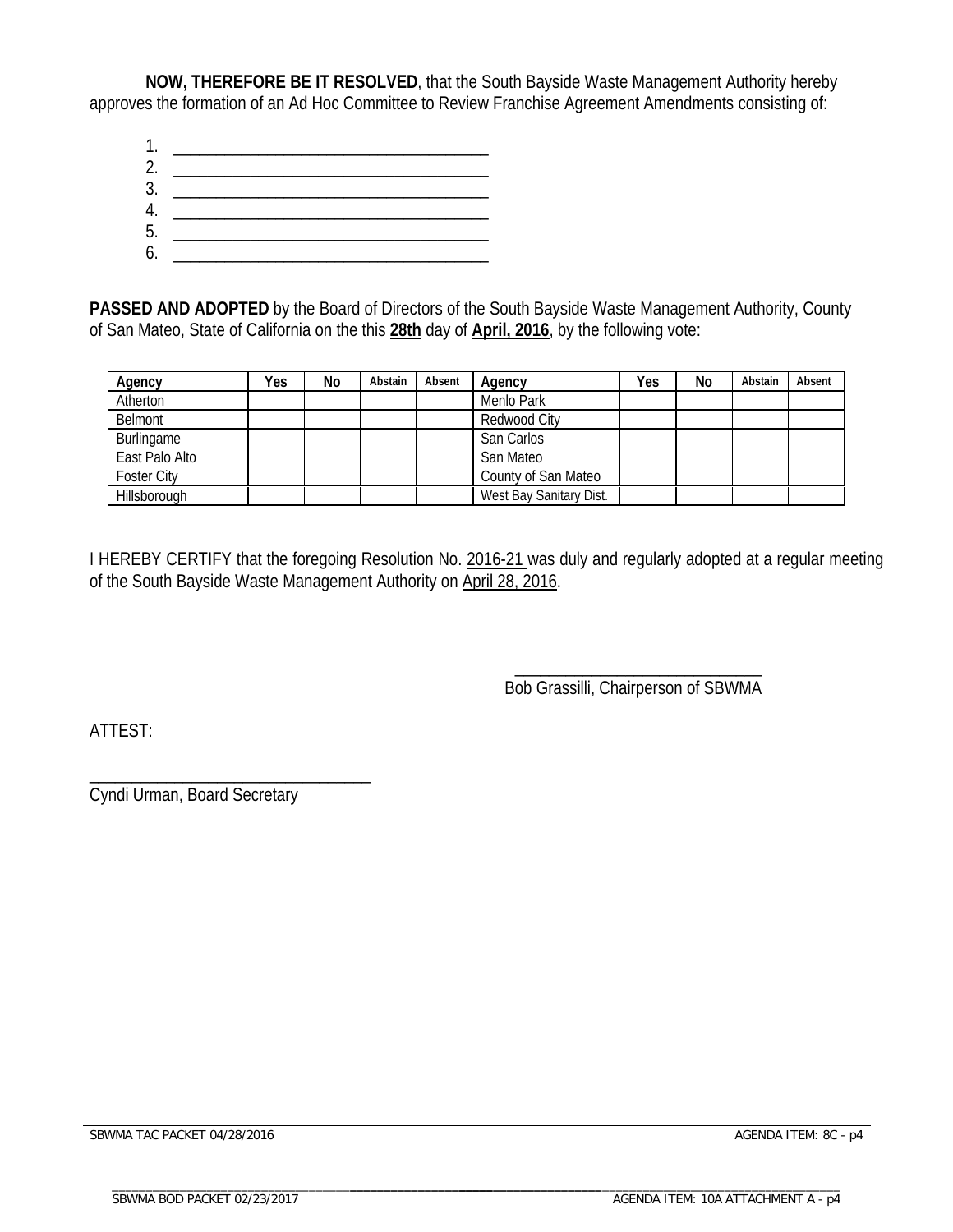**NOW, THEREFORE BE IT RESOLVED**, that the South Bayside Waste Management Authority hereby approves the formation of an Ad Hoc Committee to Review Franchise Agreement Amendments consisting of:

1. ______________________________________
2. ______________________________________
3. ______________________________________
4. ______________________________________
5. ______________________________________
6. ______________________________________

**PASSED AND ADOPTED** by the Board of Directors of the South Bayside Waste Management Authority, County of San Mateo, State of California on the this **28th** day of **April, 2016**, by the following vote:

| Agency | Yes | No | Abstain | Absent | Agency | Yes | No | Abstain | Absent |
|---|---|---|---|---|---|---|---|---|---|
| Atherton | | | | | Menlo Park | | | | |
| Belmont | | | | | Redwood City | | | | |
| Burlingame | | | | | San Carlos | | | | |
| East Palo Alto | | | | | San Mateo | | | | |
| Foster City | | | | | County of San Mateo | | | | |
| Hillsborough | | | | | West Bay Sanitary Dist. | | | | |

I HEREBY CERTIFY that the foregoing Resolution No. 2016-21 was duly and regularly adopted at a regular meeting of the South Bayside Waste Management Authority on April 28, 2016.

______________________________
Bob Grassilli, Chairperson of SBWMA

ATTEST:

__________________________________
Cyndi Urman, Board Secretary